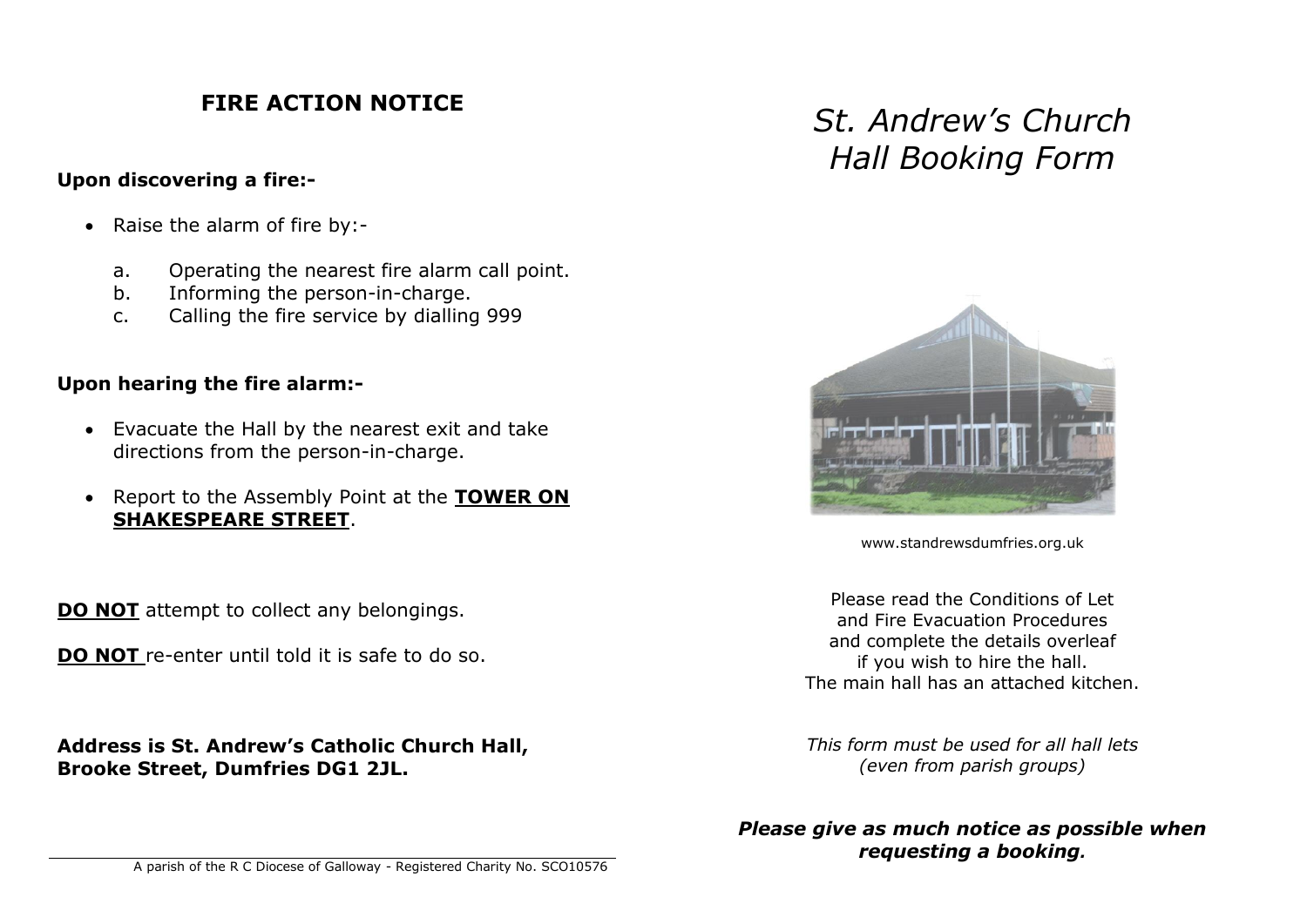## FIRE ACTION NOTICE

**Upon discovering a fire:-**

- Raise the alarm of fire by:-
  a. Operating the nearest fire alarm call point.
  b. Informing the person-in-charge.
  c. Calling the fire service by dialling 999

**Upon hearing the fire alarm:-**

- Evacuate the Hall by the nearest exit and take directions from the person-in-charge.
- Report to the Assembly Point at the **TOWER ON SHAKESPEARE STREET**.

**DO NOT** attempt to collect any belongings.

**DO NOT** re-enter until told it is safe to do so.

**Address is St. Andrew's Catholic Church Hall, Brooke Street, Dumfries DG1 2JL.**

A parish of the R C Diocese of Galloway - Registered Charity No. SCO10576

# *St. Andrew's Church Hall Booking Form*

www.standrewsdumfries.org.uk

Please read the Conditions of Let
and Fire Evacuation Procedures
and complete the details overleaf
if you wish to hire the hall.
The main hall has an attached kitchen.

*This form must be used for all hall lets (even from parish groups)*

***Please give as much notice as possible when requesting a booking.***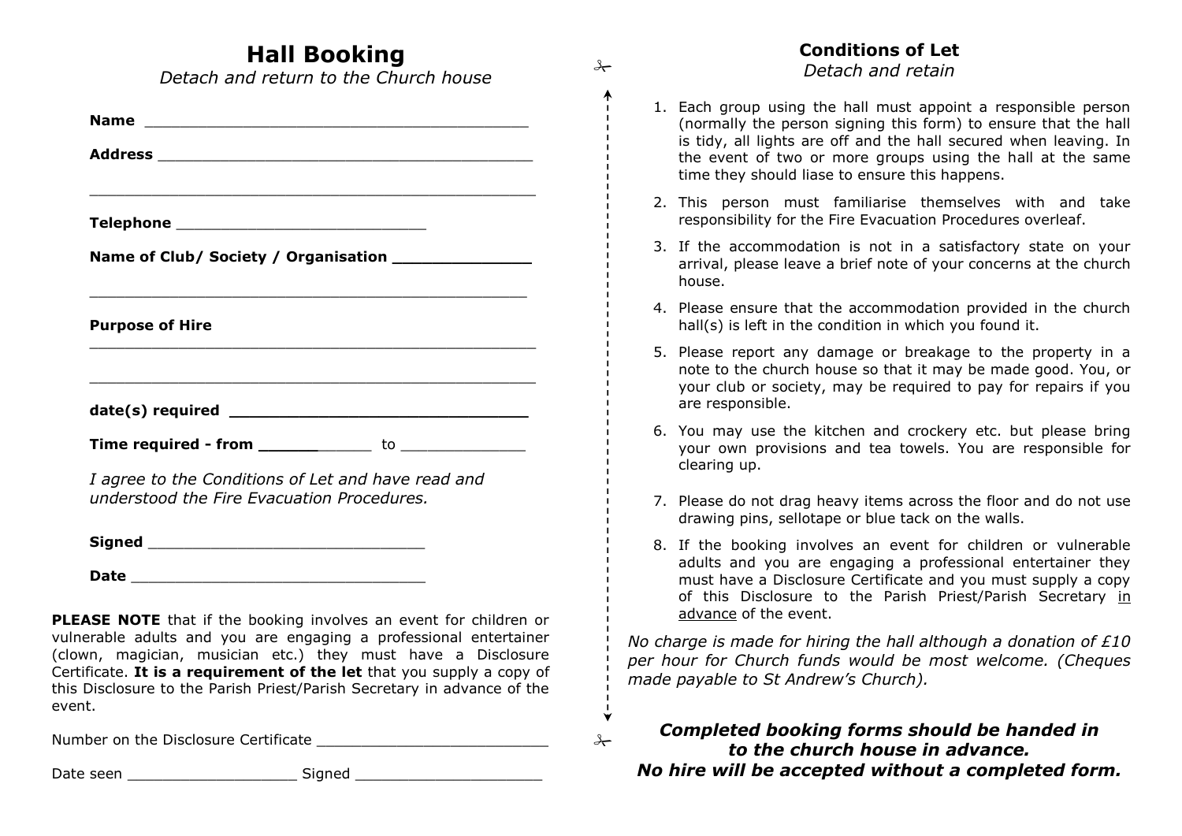# Hall Booking

*Detach and return to the Church house*

**Name** ________________________________________

**Address** ________________________________________

________________________________________________

**Telephone** __________________________

**Name of Club/ Society / Organisation** ______________

________________________________________________

**Purpose of Hire**

________________________________________________

________________________________________________

**date(s) required** ______________________________

**Time required - from** ____________ to ____________

*I agree to the Conditions of Let and have read and understood the Fire Evacuation Procedures.*

**Signed** ____________________________

**Date** ______________________________

**PLEASE NOTE** that if the booking involves an event for children or vulnerable adults and you are engaging a professional entertainer (clown, magician, musician etc.) they must have a Disclosure Certificate. **It is a requirement of the let** that you supply a copy of this Disclosure to the Parish Priest/Parish Secretary in advance of the event.

Number on the Disclosure Certificate ________________________

Date seen __________________ Signed ____________________

## Conditions of Let

*Detach and retain*

1. Each group using the hall must appoint a responsible person (normally the person signing this form) to ensure that the hall is tidy, all lights are off and the hall secured when leaving. In the event of two or more groups using the hall at the same time they should liase to ensure this happens.
2. This person must familiarise themselves with and take responsibility for the Fire Evacuation Procedures overleaf.
3. If the accommodation is not in a satisfactory state on your arrival, please leave a brief note of your concerns at the church house.
4. Please ensure that the accommodation provided in the church hall(s) is left in the condition in which you found it.
5. Please report any damage or breakage to the property in a note to the church house so that it may be made good. You, or your club or society, may be required to pay for repairs if you are responsible.
6. You may use the kitchen and crockery etc. but please bring your own provisions and tea towels. You are responsible for clearing up.
7. Please do not drag heavy items across the floor and do not use drawing pins, sellotape or blue tack on the walls.
8. If the booking involves an event for children or vulnerable adults and you are engaging a professional entertainer they must have a Disclosure Certificate and you must supply a copy of this Disclosure to the Parish Priest/Parish Secretary in advance of the event.

*No charge is made for hiring the hall although a donation of £10 per hour for Church funds would be most welcome. (Cheques made payable to St Andrew's Church).*

***Completed booking forms should be handed in to the church house in advance. No hire will be accepted without a completed form.***